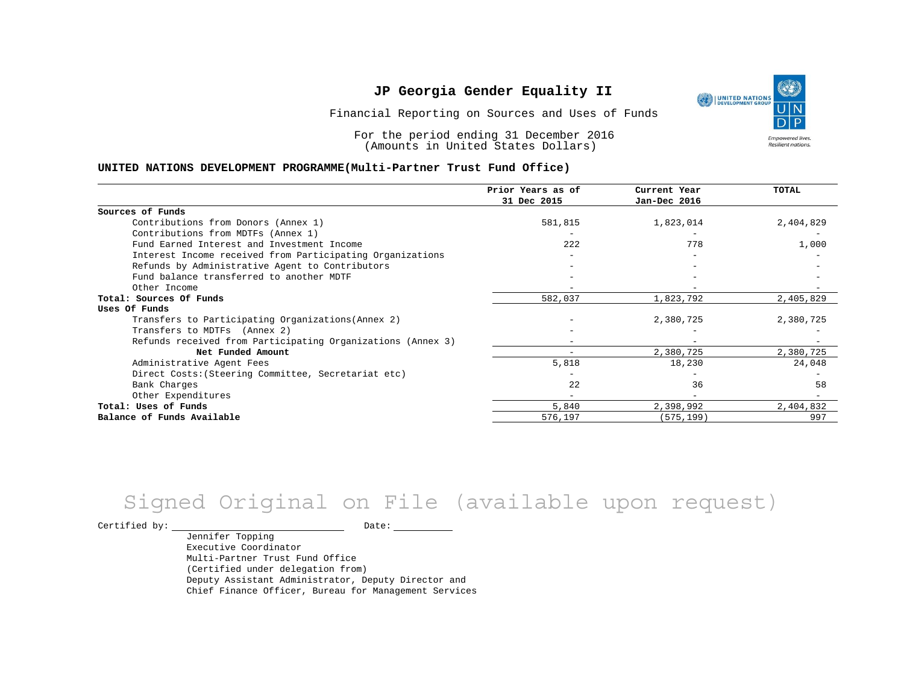# JP Georgia Gender Equality II

Financial Reporting on Sources and Uses of Funds

For the period ending 31 December 2016
(Amounts in United States Dollars)

**UNITED NATIONS DEVELOPMENT PROGRAMME(Multi-Partner Trust Fund Office)**

| | Prior Years as of 31 Dec 2015 | Current Year Jan-Dec 2016 | TOTAL |
|---|---|---|---|
| **Sources of Funds** | | | |
| Contributions from Donors (Annex 1) | 581,815 | 1,823,014 | 2,404,829 |
| Contributions from MDTFs (Annex 1) | - | - | - |
| Fund Earned Interest and Investment Income | 222 | 778 | 1,000 |
| Interest Income received from Participating Organizations | - | - | - |
| Refunds by Administrative Agent to Contributors | - | - | - |
| Fund balance transferred to another MDTF | - | - | - |
| Other Income | - | - | - |
| **Total: Sources Of Funds** | 582,037 | 1,823,792 | 2,405,829 |
| **Uses Of Funds** | | | |
| Transfers to Participating Organizations(Annex 2) | - | 2,380,725 | 2,380,725 |
| Transfers to MDTFs (Annex 2) | - | - | - |
| Refunds received from Participating Organizations (Annex 3) | - | - | - |
| **Net Funded Amount** | - | 2,380,725 | 2,380,725 |
| Administrative Agent Fees | 5,818 | 18,230 | 24,048 |
| Direct Costs:(Steering Committee, Secretariat etc) | - | - | - |
| Bank Charges | 22 | 36 | 58 |
| Other Expenditures | - | - | - |
| **Total: Uses of Funds** | 5,840 | 2,398,992 | 2,404,832 |
| **Balance of Funds Available** | 576,197 | (575,199) | 997 |

Signed Original on File (available upon request)

Certified by: ______________________ Date: __________

Jennifer Topping
Executive Coordinator
Multi-Partner Trust Fund Office
(Certified under delegation from)
Deputy Assistant Administrator, Deputy Director and
Chief Finance Officer, Bureau for Management Services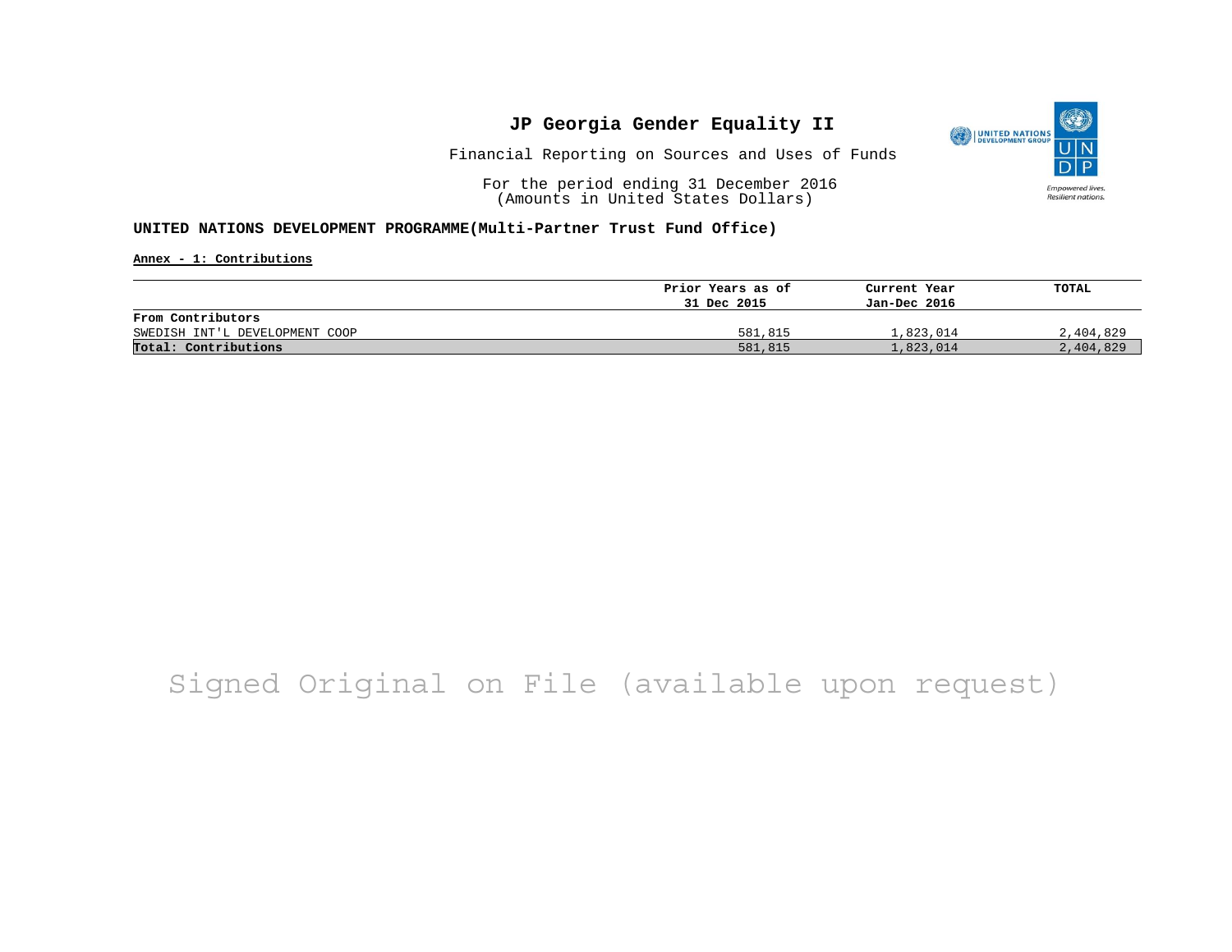# JP Georgia Gender Equality II

Financial Reporting on Sources and Uses of Funds

For the period ending 31 December 2016
(Amounts in United States Dollars)

**UNITED NATIONS DEVELOPMENT PROGRAMME(Multi-Partner Trust Fund Office)**

**Annex - 1: Contributions**

| | Prior Years as of 31 Dec 2015 | Current Year Jan-Dec 2016 | TOTAL |
|---|---|---|---|
| **From Contributors** | | | |
| SWEDISH INT'L DEVELOPMENT COOP | 581,815 | 1,823,014 | 2,404,829 |
| **Total: Contributions** | 581,815 | 1,823,014 | 2,404,829 |

Signed Original on File (available upon request)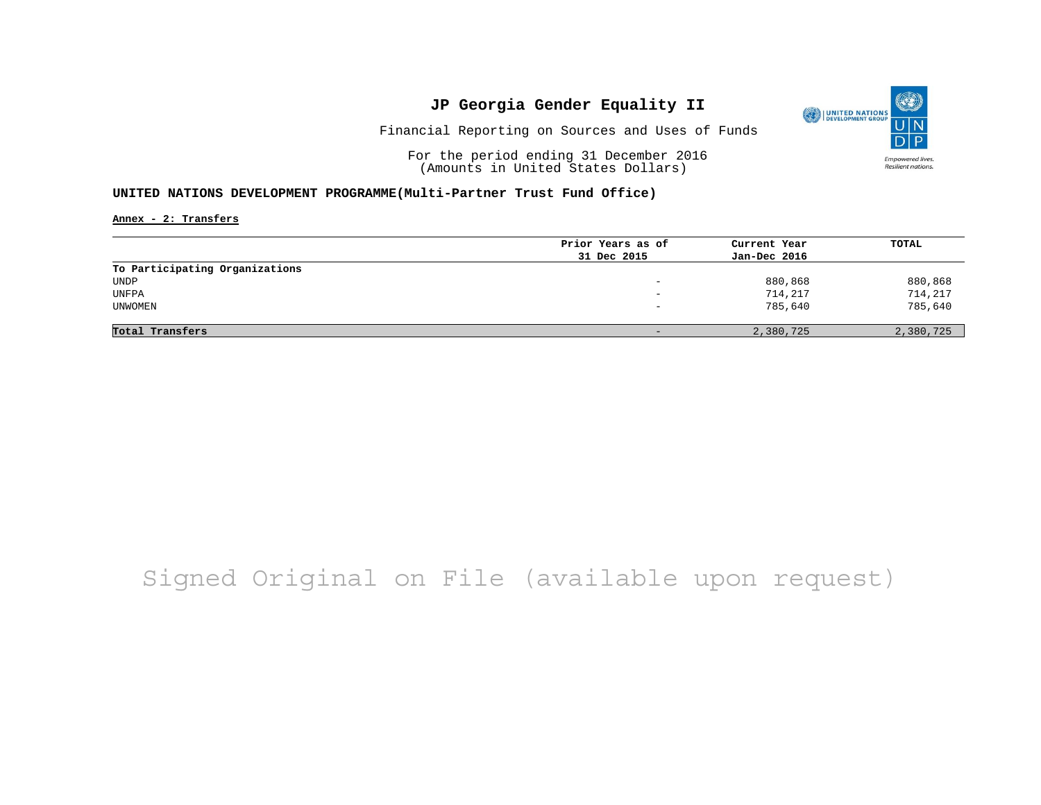# JP Georgia Gender Equality II

Financial Reporting on Sources and Uses of Funds

For the period ending 31 December 2016
(Amounts in United States Dollars)

**UNITED NATIONS DEVELOPMENT PROGRAMME(Multi-Partner Trust Fund Office)**

**Annex - 2: Transfers**

| | Prior Years as of 31 Dec 2015 | Current Year Jan-Dec 2016 | TOTAL |
|---|---|---|---|
| **To Participating Organizations** | | | |
| UNDP | - | 880,868 | 880,868 |
| UNFPA | - | 714,217 | 714,217 |
| UNWOMEN | - | 785,640 | 785,640 |
| **Total Transfers** | - | 2,380,725 | 2,380,725 |

Signed Original on File (available upon request)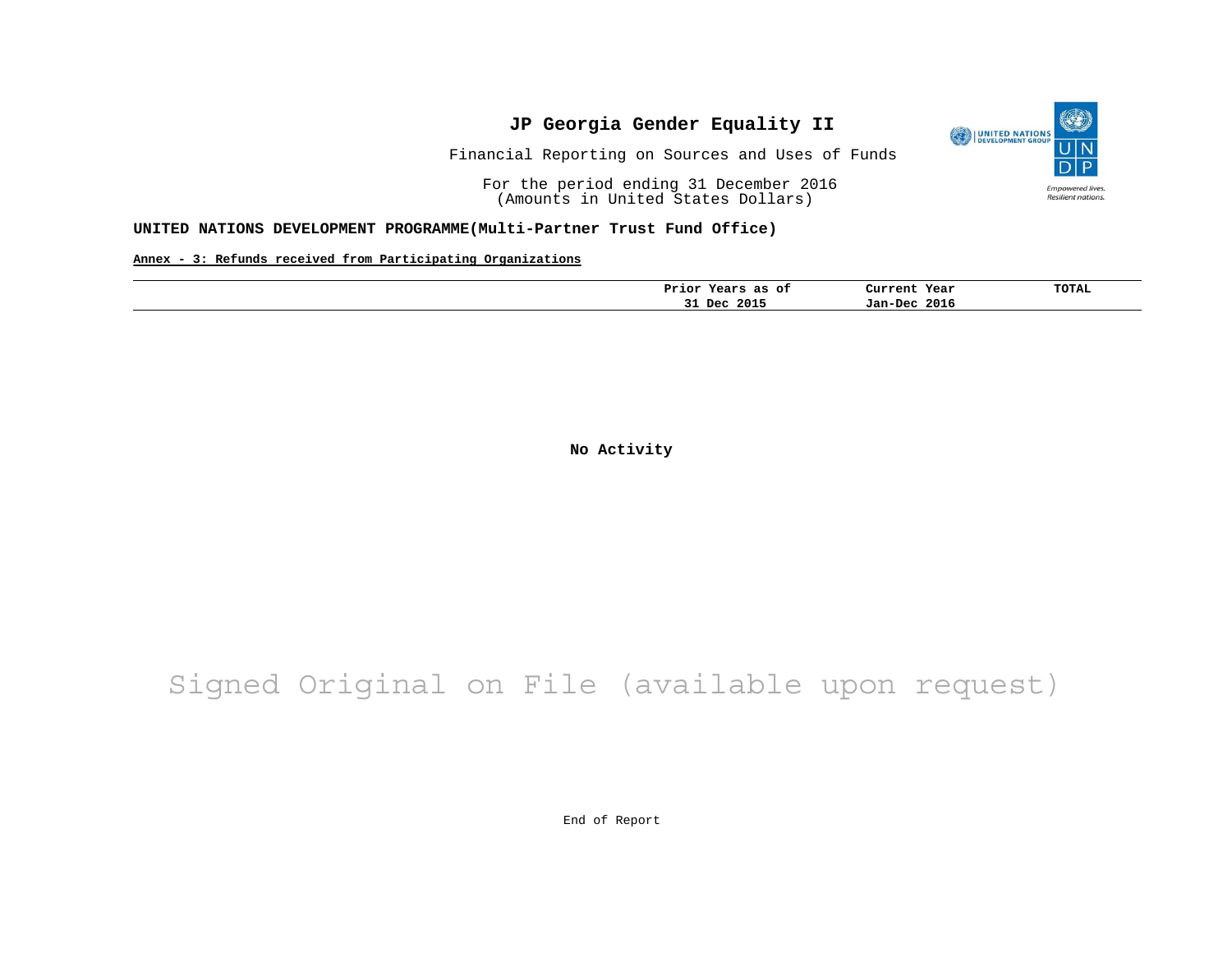# JP Georgia Gender Equality II

Financial Reporting on Sources and Uses of Funds

For the period ending 31 December 2016
(Amounts in United States Dollars)

**UNITED NATIONS DEVELOPMENT PROGRAMME(Multi-Partner Trust Fund Office)**

**Annex - 3: Refunds received from Participating Organizations**

| | Prior Years as of 31 Dec 2015 | Current Year Jan-Dec 2016 | TOTAL |
|---|---|---|---|

**No Activity**

Signed Original on File (available upon request)

End of Report